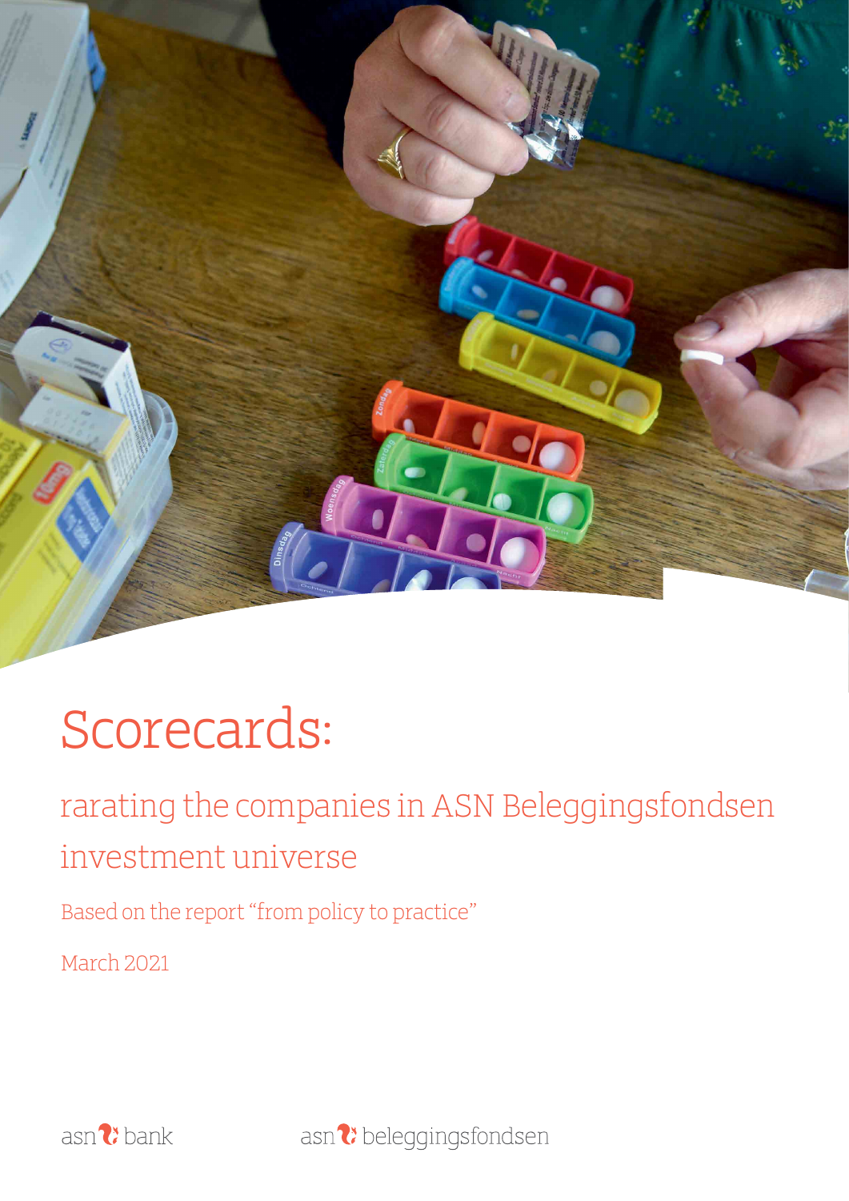# Scorecards:

## rarating the companies in ASN Beleggingsfondsen investment universe

Based on the report "from policy to practice"

March 2021

asn bank

asn beleggingsfondsen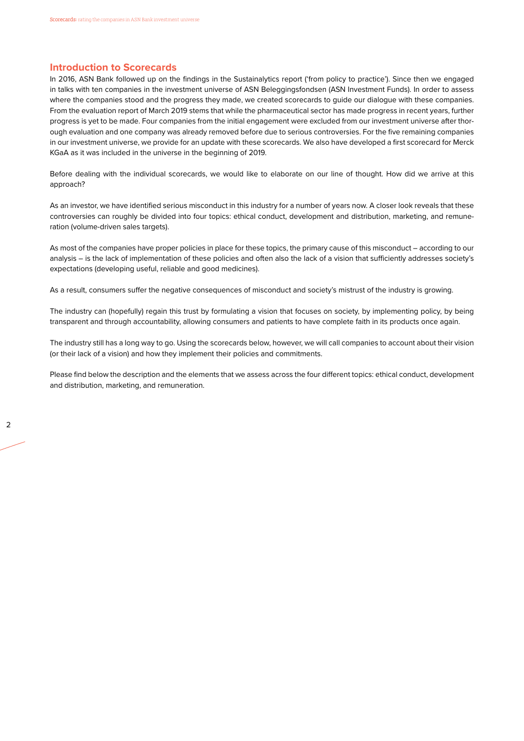## Introduction to Scorecards

In 2016, ASN Bank followed up on the findings in the Sustainalytics report ('from policy to practice'). Since then we engaged in talks with ten companies in the investment universe of ASN Beleggingsfondsen (ASN Investment Funds). In order to assess where the companies stood and the progress they made, we created scorecards to guide our dialogue with these companies. From the evaluation report of March 2019 stems that while the pharmaceutical sector has made progress in recent years, further progress is yet to be made. Four companies from the initial engagement were excluded from our investment universe after thorough evaluation and one company was already removed before due to serious controversies. For the five remaining companies in our investment universe, we provide for an update with these scorecards. We also have developed a first scorecard for Merck KGaA as it was included in the universe in the beginning of 2019.

Before dealing with the individual scorecards, we would like to elaborate on our line of thought. How did we arrive at this approach?

As an investor, we have identified serious misconduct in this industry for a number of years now. A closer look reveals that these controversies can roughly be divided into four topics: ethical conduct, development and distribution, marketing, and remuneration (volume-driven sales targets).

As most of the companies have proper policies in place for these topics, the primary cause of this misconduct – according to our analysis – is the lack of implementation of these policies and often also the lack of a vision that sufficiently addresses society's expectations (developing useful, reliable and good medicines).

As a result, consumers suffer the negative consequences of misconduct and society's mistrust of the industry is growing.

The industry can (hopefully) regain this trust by formulating a vision that focuses on society, by implementing policy, by being transparent and through accountability, allowing consumers and patients to have complete faith in its products once again.

The industry still has a long way to go. Using the scorecards below, however, we will call companies to account about their vision (or their lack of a vision) and how they implement their policies and commitments.

Please find below the description and the elements that we assess across the four different topics: ethical conduct, development and distribution, marketing, and remuneration.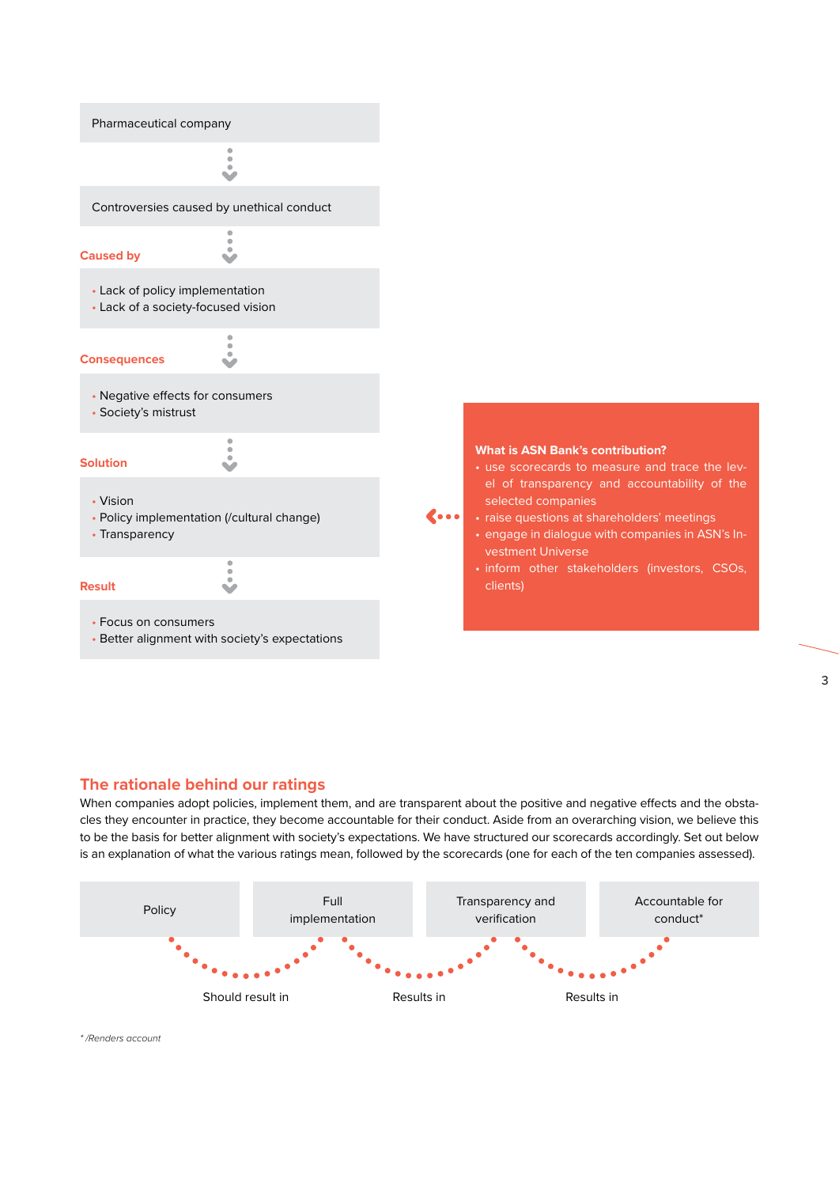Pharmaceutical company

Controversies caused by unethical conduct

**Caused by**

- Lack of policy implementation
- Lack of a society-focused vision

**Consequences**

- Negative effects for consumers
- Society's mistrust

**Solution**

- Vision
- Policy implementation (/cultural change)
- Transparency

**Result**

- Focus on consumers
- Better alignment with society's expectations

**What is ASN Bank's contribution?**

- use scorecards to measure and trace the level of transparency and accountability of the selected companies
- raise questions at shareholders' meetings
- engage in dialogue with companies in ASN's Investment Universe
- inform other stakeholders (investors, CSOs, clients)

## The rationale behind our ratings

When companies adopt policies, implement them, and are transparent about the positive and negative effects and the obstacles they encounter in practice, they become accountable for their conduct. Aside from an overarching vision, we believe this to be the basis for better alignment with society's expectations. We have structured our scorecards accordingly. Set out below is an explanation of what the various ratings mean, followed by the scorecards (one for each of the ten companies assessed).

Policy → Should result in → Full implementation → Results in → Transparency and verification → Results in → Accountable for conduct*

*\* /Renders account*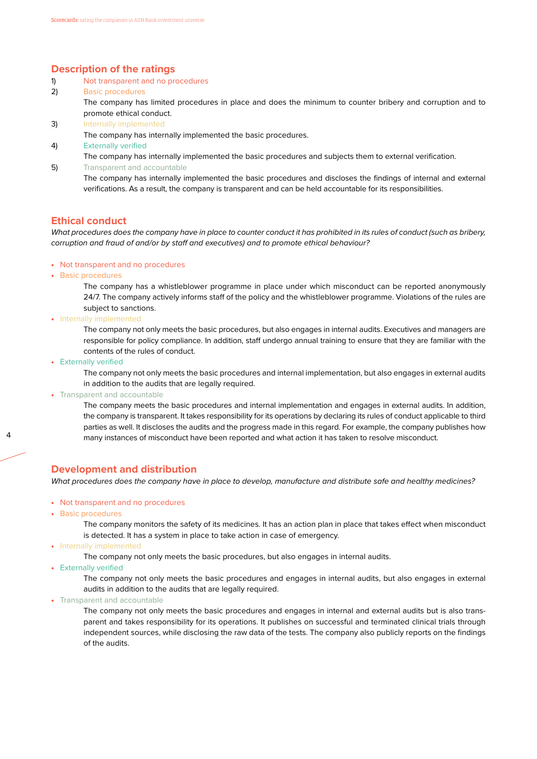## Description of the ratings

1) Not transparent and no procedures
2) Basic procedures
   The company has limited procedures in place and does the minimum to counter bribery and corruption and to promote ethical conduct.
3) Internally implemented
   The company has internally implemented the basic procedures.
4) Externally verified
   The company has internally implemented the basic procedures and subjects them to external verification.
5) Transparent and accountable
   The company has internally implemented the basic procedures and discloses the findings of internal and external verifications. As a result, the company is transparent and can be held accountable for its responsibilities.

## Ethical conduct

*What procedures does the company have in place to counter conduct it has prohibited in its rules of conduct (such as bribery, corruption and fraud of and/or by staff and executives) and to promote ethical behaviour?*

- Not transparent and no procedures
- Basic procedures
  The company has a whistleblower programme in place under which misconduct can be reported anonymously 24/7. The company actively informs staff of the policy and the whistleblower programme. Violations of the rules are subject to sanctions.
- Internally implemented
  The company not only meets the basic procedures, but also engages in internal audits. Executives and managers are responsible for policy compliance. In addition, staff undergo annual training to ensure that they are familiar with the contents of the rules of conduct.
- Externally verified
  The company not only meets the basic procedures and internal implementation, but also engages in external audits in addition to the audits that are legally required.
- Transparent and accountable
  The company meets the basic procedures and internal implementation and engages in external audits. In addition, the company is transparent. It takes responsibility for its operations by declaring its rules of conduct applicable to third parties as well. It discloses the audits and the progress made in this regard. For example, the company publishes how many instances of misconduct have been reported and what action it has taken to resolve misconduct.

## Development and distribution

*What procedures does the company have in place to develop, manufacture and distribute safe and healthy medicines?*

- Not transparent and no procedures
- Basic procedures
  The company monitors the safety of its medicines. It has an action plan in place that takes effect when misconduct is detected. It has a system in place to take action in case of emergency.
- Internally implemented
  The company not only meets the basic procedures, but also engages in internal audits.
- Externally verified
  The company not only meets the basic procedures and engages in internal audits, but also engages in external audits in addition to the audits that are legally required.
- Transparent and accountable
  The company not only meets the basic procedures and engages in internal and external audits but is also transparent and takes responsibility for its operations. It publishes on successful and terminated clinical trials through independent sources, while disclosing the raw data of the tests. The company also publicly reports on the findings of the audits.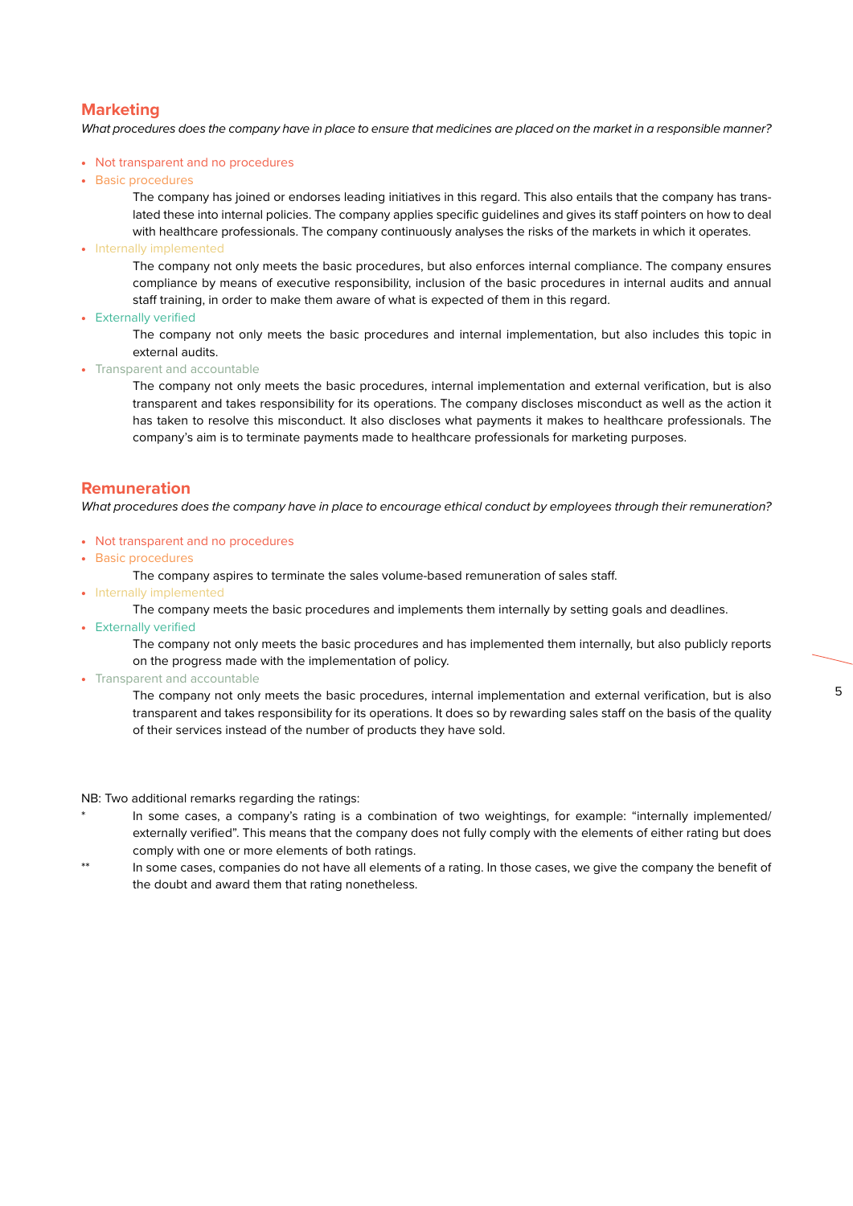## Marketing

*What procedures does the company have in place to ensure that medicines are placed on the market in a responsible manner?*

- Not transparent and no procedures
- Basic procedures

  The company has joined or endorses leading initiatives in this regard. This also entails that the company has translated these into internal policies. The company applies specific guidelines and gives its staff pointers on how to deal with healthcare professionals. The company continuously analyses the risks of the markets in which it operates.

- Internally implemented

  The company not only meets the basic procedures, but also enforces internal compliance. The company ensures compliance by means of executive responsibility, inclusion of the basic procedures in internal audits and annual staff training, in order to make them aware of what is expected of them in this regard.

- Externally verified

  The company not only meets the basic procedures and internal implementation, but also includes this topic in external audits.

- Transparent and accountable

  The company not only meets the basic procedures, internal implementation and external verification, but is also transparent and takes responsibility for its operations. The company discloses misconduct as well as the action it has taken to resolve this misconduct. It also discloses what payments it makes to healthcare professionals. The company's aim is to terminate payments made to healthcare professionals for marketing purposes.

## Remuneration

*What procedures does the company have in place to encourage ethical conduct by employees through their remuneration?*

- Not transparent and no procedures
- Basic procedures

  The company aspires to terminate the sales volume-based remuneration of sales staff.

- Internally implemented

  The company meets the basic procedures and implements them internally by setting goals and deadlines.

- Externally verified

  The company not only meets the basic procedures and has implemented them internally, but also publicly reports on the progress made with the implementation of policy.

- Transparent and accountable

  The company not only meets the basic procedures, internal implementation and external verification, but is also transparent and takes responsibility for its operations. It does so by rewarding sales staff on the basis of the quality of their services instead of the number of products they have sold.

NB: Two additional remarks regarding the ratings:

\* In some cases, a company's rating is a combination of two weightings, for example: "internally implemented/ externally verified". This means that the company does not fully comply with the elements of either rating but does comply with one or more elements of both ratings.

\*\* In some cases, companies do not have all elements of a rating. In those cases, we give the company the benefit of the doubt and award them that rating nonetheless.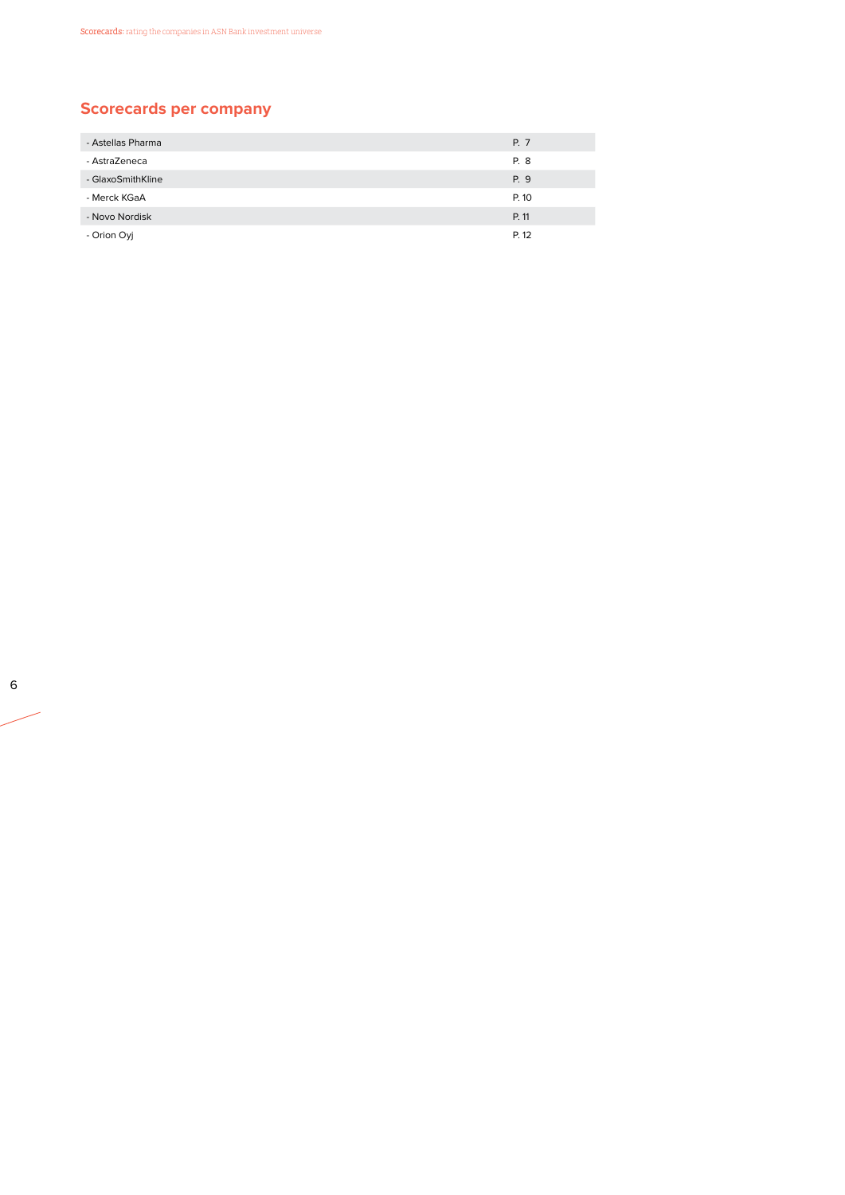## Scorecards per company

| | |
|---|---|
| - Astellas Pharma | P. 7 |
| - AstraZeneca | P. 8 |
| - GlaxoSmithKline | P. 9 |
| - Merck KGaA | P. 10 |
| - Novo Nordisk | P. 11 |
| - Orion Oyj | P. 12 |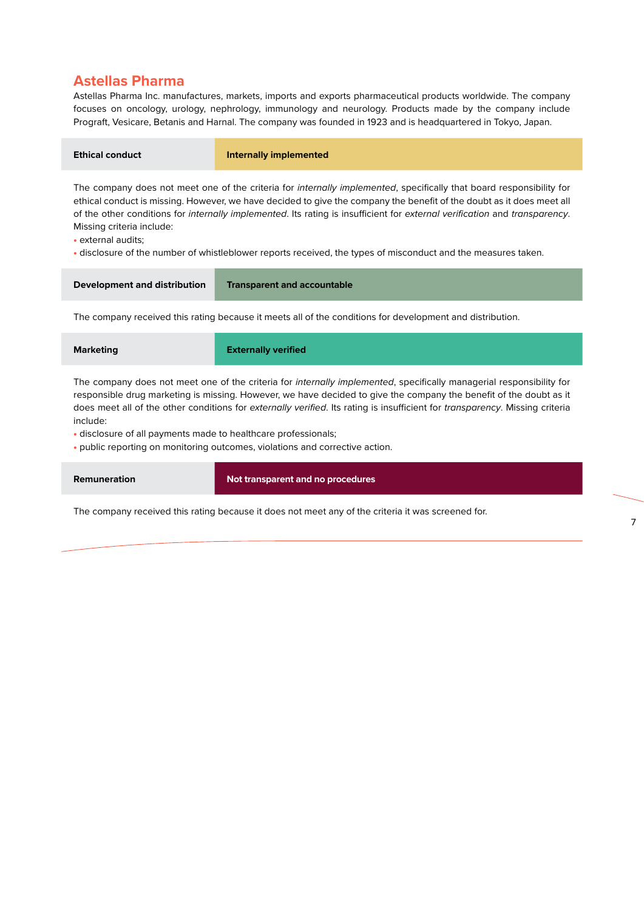## Astellas Pharma

Astellas Pharma Inc. manufactures, markets, imports and exports pharmaceutical products worldwide. The company focuses on oncology, urology, nephrology, immunology and neurology. Products made by the company include Prograft, Vesicare, Betanis and Harnal. The company was founded in 1923 and is headquartered in Tokyo, Japan.

| **Ethical conduct** | **Internally implemented** |
|---|---|

The company does not meet one of the criteria for *internally implemented*, specifically that board responsibility for ethical conduct is missing. However, we have decided to give the company the benefit of the doubt as it does meet all of the other conditions for *internally implemented*. Its rating is insufficient for *external verification* and *transparency*. Missing criteria include:

- external audits;
- disclosure of the number of whistleblower reports received, the types of misconduct and the measures taken.

| **Development and distribution** | **Transparent and accountable** |
|---|---|

The company received this rating because it meets all of the conditions for development and distribution.

| **Marketing** | **Externally verified** |
|---|---|

The company does not meet one of the criteria for *internally implemented*, specifically managerial responsibility for responsible drug marketing is missing. However, we have decided to give the company the benefit of the doubt as it does meet all of the other conditions for *externally verified*. Its rating is insufficient for *transparency*. Missing criteria include:

- disclosure of all payments made to healthcare professionals;
- public reporting on monitoring outcomes, violations and corrective action.

| **Remuneration** | **Not transparent and no procedures** |
|---|---|

The company received this rating because it does not meet any of the criteria it was screened for.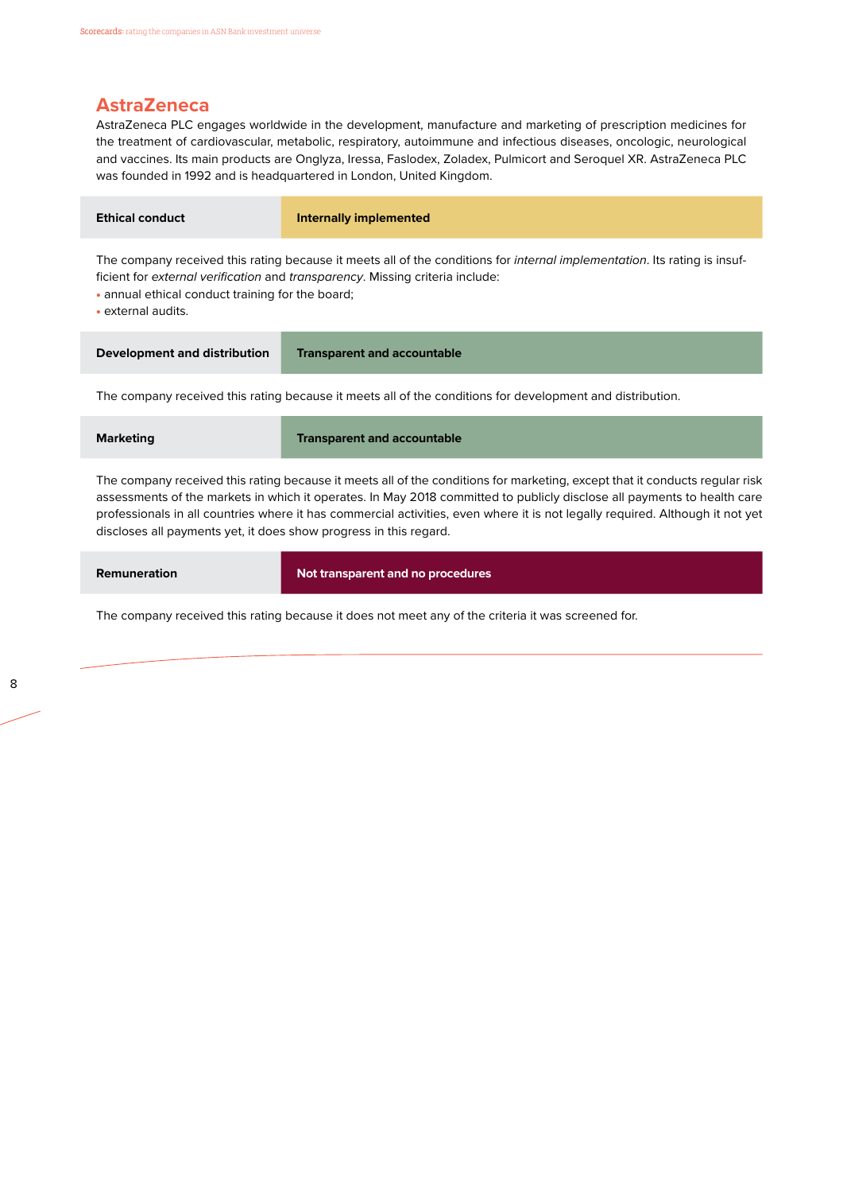## AstraZeneca

AstraZeneca PLC engages worldwide in the development, manufacture and marketing of prescription medicines for the treatment of cardiovascular, metabolic, respiratory, autoimmune and infectious diseases, oncologic, neurological and vaccines. Its main products are Onglyza, Iressa, Faslodex, Zoladex, Pulmicort and Seroquel XR. AstraZeneca PLC was founded in 1992 and is headquartered in London, United Kingdom.

| Ethical conduct | Internally implemented |
|---|---|

The company received this rating because it meets all of the conditions for *internal implementation*. Its rating is insufficient for *external verification* and *transparency*. Missing criteria include:

- annual ethical conduct training for the board;
- external audits.

| Development and distribution | Transparent and accountable |
|---|---|

The company received this rating because it meets all of the conditions for development and distribution.

| Marketing | Transparent and accountable |
|---|---|

The company received this rating because it meets all of the conditions for marketing, except that it conducts regular risk assessments of the markets in which it operates. In May 2018 committed to publicly disclose all payments to health care professionals in all countries where it has commercial activities, even where it is not legally required. Although it not yet discloses all payments yet, it does show progress in this regard.

| Remuneration | Not transparent and no procedures |
|---|---|

The company received this rating because it does not meet any of the criteria it was screened for.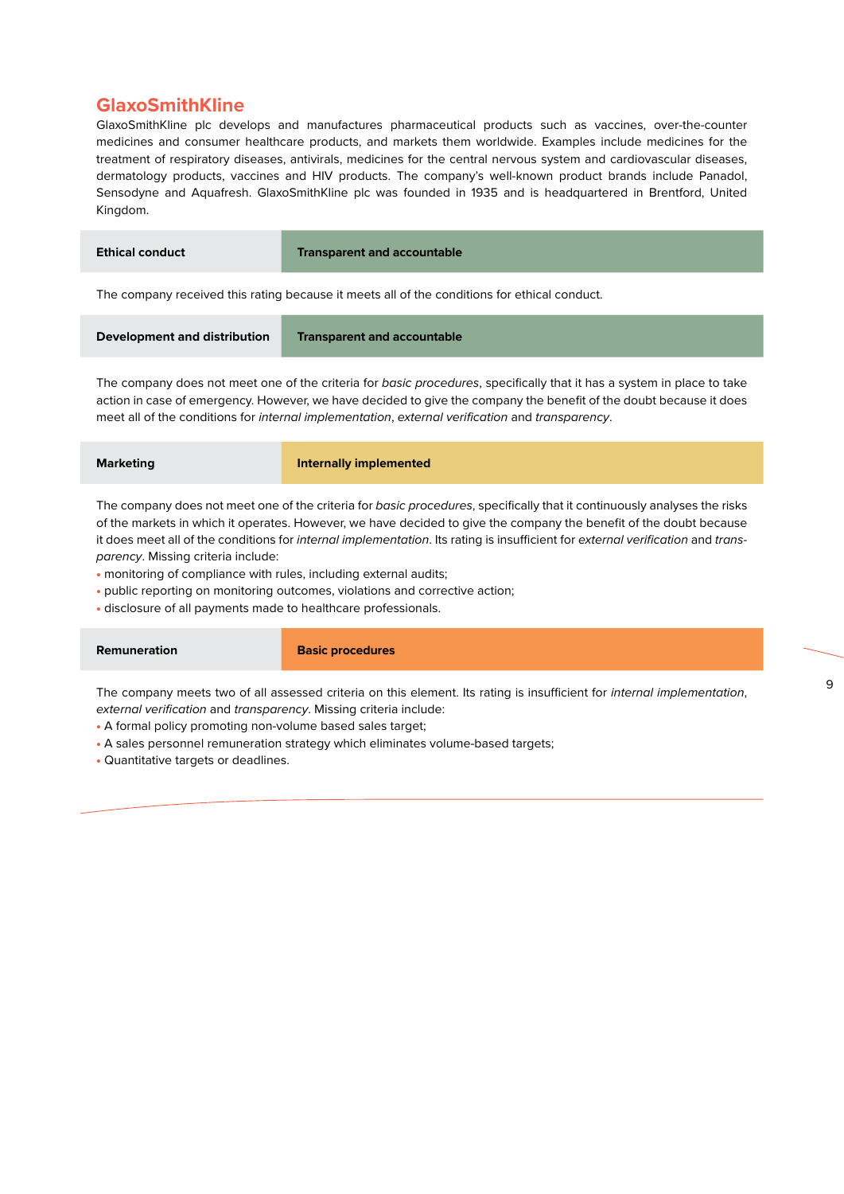## GlaxoSmithKline

GlaxoSmithKline plc develops and manufactures pharmaceutical products such as vaccines, over-the-counter medicines and consumer healthcare products, and markets them worldwide. Examples include medicines for the treatment of respiratory diseases, antivirals, medicines for the central nervous system and cardiovascular diseases, dermatology products, vaccines and HIV products. The company's well-known product brands include Panadol, Sensodyne and Aquafresh. GlaxoSmithKline plc was founded in 1935 and is headquartered in Brentford, United Kingdom.

| **Ethical conduct** | **Transparent and accountable** |
|---|---|

The company received this rating because it meets all of the conditions for ethical conduct.

| **Development and distribution** | **Transparent and accountable** |
|---|---|

The company does not meet one of the criteria for *basic procedures*, specifically that it has a system in place to take action in case of emergency. However, we have decided to give the company the benefit of the doubt because it does meet all of the conditions for *internal implementation*, *external verification* and *transparency*.

| **Marketing** | **Internally implemented** |
|---|---|

The company does not meet one of the criteria for *basic procedures*, specifically that it continuously analyses the risks of the markets in which it operates. However, we have decided to give the company the benefit of the doubt because it does meet all of the conditions for *internal implementation*. Its rating is insufficient for *external verification* and *transparency*. Missing criteria include:

- monitoring of compliance with rules, including external audits;
- public reporting on monitoring outcomes, violations and corrective action;
- disclosure of all payments made to healthcare professionals.

| **Remuneration** | **Basic procedures** |
|---|---|

The company meets two of all assessed criteria on this element. Its rating is insufficient for *internal implementation*, *external verification* and *transparency*. Missing criteria include:

- A formal policy promoting non-volume based sales target;
- A sales personnel remuneration strategy which eliminates volume-based targets;
- Quantitative targets or deadlines.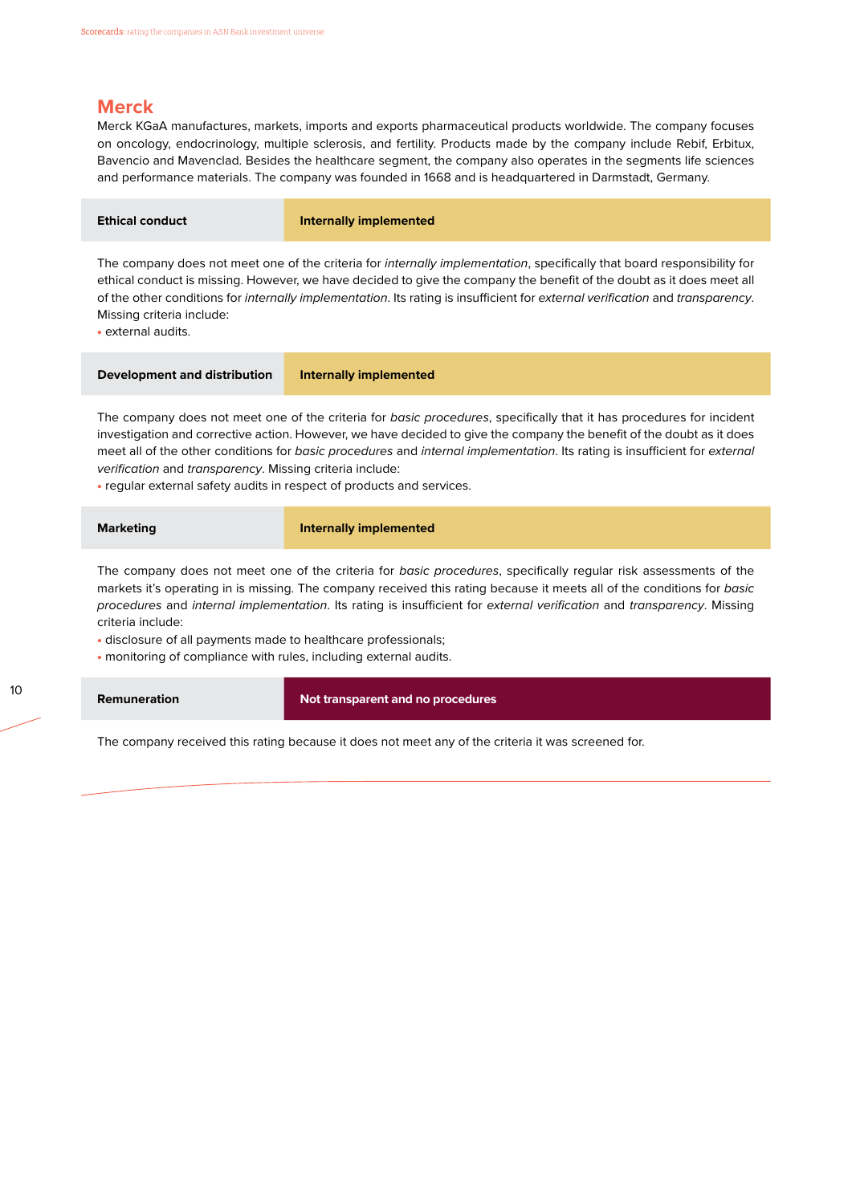## Merck

Merck KGaA manufactures, markets, imports and exports pharmaceutical products worldwide. The company focuses on oncology, endocrinology, multiple sclerosis, and fertility. Products made by the company include Rebif, Erbitux, Bavencio and Mavenclad. Besides the healthcare segment, the company also operates in the segments life sciences and performance materials. The company was founded in 1668 and is headquartered in Darmstadt, Germany.

| **Ethical conduct** | **Internally implemented** |
|---|---|

The company does not meet one of the criteria for *internally implementation*, specifically that board responsibility for ethical conduct is missing. However, we have decided to give the company the benefit of the doubt as it does meet all of the other conditions for *internally implementation*. Its rating is insufficient for *external verification* and *transparency*. Missing criteria include:

- external audits.

| **Development and distribution** | **Internally implemented** |
|---|---|

The company does not meet one of the criteria for *basic procedures*, specifically that it has procedures for incident investigation and corrective action. However, we have decided to give the company the benefit of the doubt as it does meet all of the other conditions for *basic procedures* and *internal implementation*. Its rating is insufficient for *external verification* and *transparency*. Missing criteria include:

- regular external safety audits in respect of products and services.

| **Marketing** | **Internally implemented** |
|---|---|

The company does not meet one of the criteria for *basic procedures*, specifically regular risk assessments of the markets it's operating in is missing. The company received this rating because it meets all of the conditions for *basic procedures* and *internal implementation*. Its rating is insufficient for *external verification* and *transparency*. Missing criteria include:

- disclosure of all payments made to healthcare professionals;
- monitoring of compliance with rules, including external audits.

| **Remuneration** | **Not transparent and no procedures** |
|---|---|

The company received this rating because it does not meet any of the criteria it was screened for.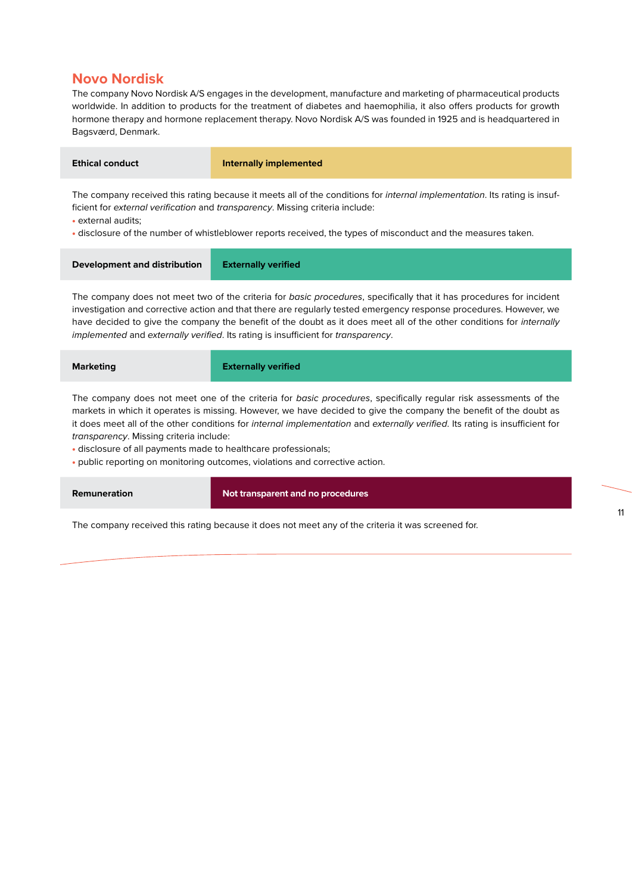## Novo Nordisk

The company Novo Nordisk A/S engages in the development, manufacture and marketing of pharmaceutical products worldwide. In addition to products for the treatment of diabetes and haemophilia, it also offers products for growth hormone therapy and hormone replacement therapy. Novo Nordisk A/S was founded in 1925 and is headquartered in Bagsværd, Denmark.

| Ethical conduct | Internally implemented |
|---|---|

The company received this rating because it meets all of the conditions for *internal implementation*. Its rating is insufficient for *external verification* and *transparency*. Missing criteria include:

- external audits;
- disclosure of the number of whistleblower reports received, the types of misconduct and the measures taken.

| Development and distribution | Externally verified |
|---|---|

The company does not meet two of the criteria for *basic procedures*, specifically that it has procedures for incident investigation and corrective action and that there are regularly tested emergency response procedures. However, we have decided to give the company the benefit of the doubt as it does meet all of the other conditions for *internally implemented* and *externally verified*. Its rating is insufficient for *transparency*.

| Marketing | Externally verified |
|---|---|

The company does not meet one of the criteria for *basic procedures*, specifically regular risk assessments of the markets in which it operates is missing. However, we have decided to give the company the benefit of the doubt as it does meet all of the other conditions for *internal implementation* and *externally verified*. Its rating is insufficient for *transparency*. Missing criteria include:

- disclosure of all payments made to healthcare professionals;
- public reporting on monitoring outcomes, violations and corrective action.

| Remuneration | Not transparent and no procedures |
|---|---|

The company received this rating because it does not meet any of the criteria it was screened for.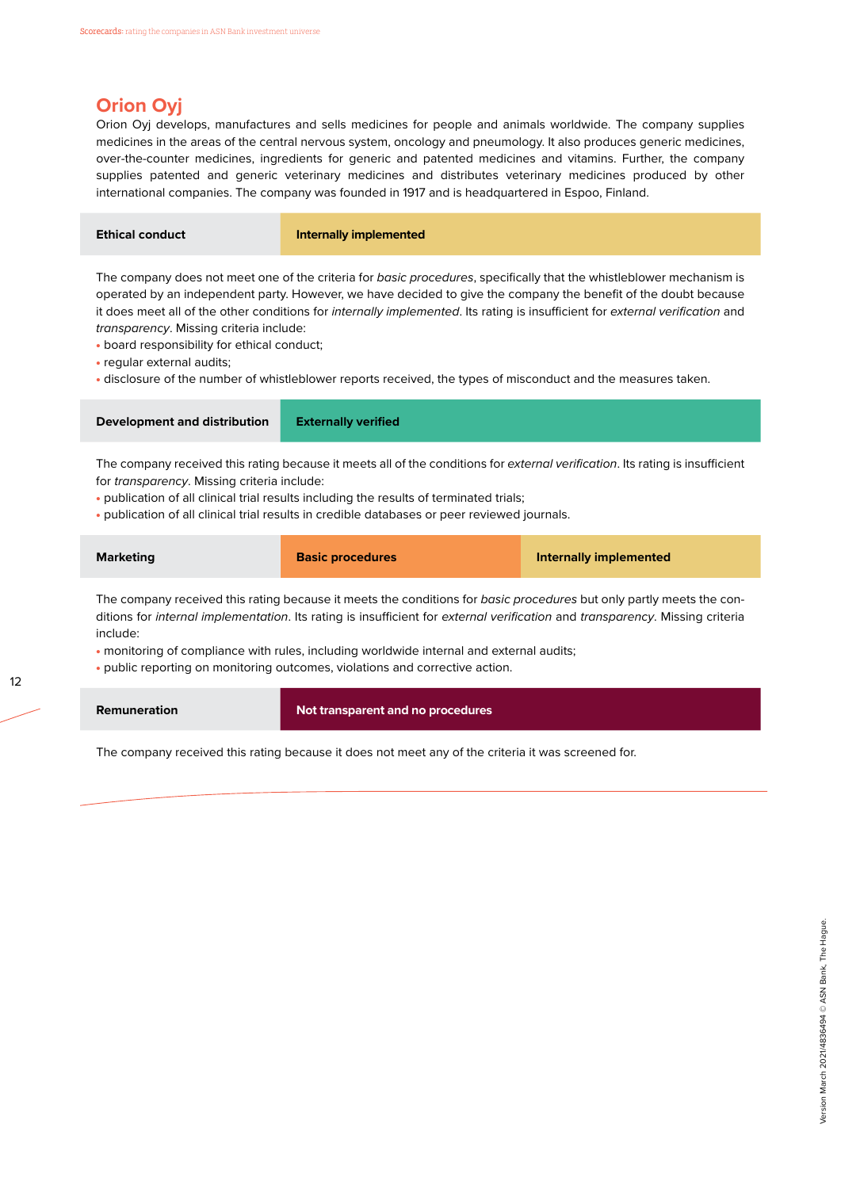## Orion Oyj

Orion Oyj develops, manufactures and sells medicines for people and animals worldwide. The company supplies medicines in the areas of the central nervous system, oncology and pneumology. It also produces generic medicines, over-the-counter medicines, ingredients for generic and patented medicines and vitamins. Further, the company supplies patented and generic veterinary medicines and distributes veterinary medicines produced by other international companies. The company was founded in 1917 and is headquartered in Espoo, Finland.

| | |
|---|---|
| **Ethical conduct** | **Internally implemented** |

The company does not meet one of the criteria for *basic procedures*, specifically that the whistleblower mechanism is operated by an independent party. However, we have decided to give the company the benefit of the doubt because it does meet all of the other conditions for *internally implemented*. Its rating is insufficient for *external verification* and *transparency*. Missing criteria include:

- board responsibility for ethical conduct;
- regular external audits;
- disclosure of the number of whistleblower reports received, the types of misconduct and the measures taken.

| | |
|---|---|
| **Development and distribution** | **Externally verified** |

The company received this rating because it meets all of the conditions for *external verification*. Its rating is insufficient for *transparency*. Missing criteria include:

- publication of all clinical trial results including the results of terminated trials;
- publication of all clinical trial results in credible databases or peer reviewed journals.

| | | |
|---|---|---|
| **Marketing** | **Basic procedures** | **Internally implemented** |

The company received this rating because it meets the conditions for *basic procedures* but only partly meets the conditions for *internal implementation*. Its rating is insufficient for *external verification* and *transparency*. Missing criteria include:

- monitoring of compliance with rules, including worldwide internal and external audits;
- public reporting on monitoring outcomes, violations and corrective action.

| | |
|---|---|
| **Remuneration** | **Not transparent and no procedures** |

The company received this rating because it does not meet any of the criteria it was screened for.

Version March 2021/4836494 © ASN Bank, The Hague.